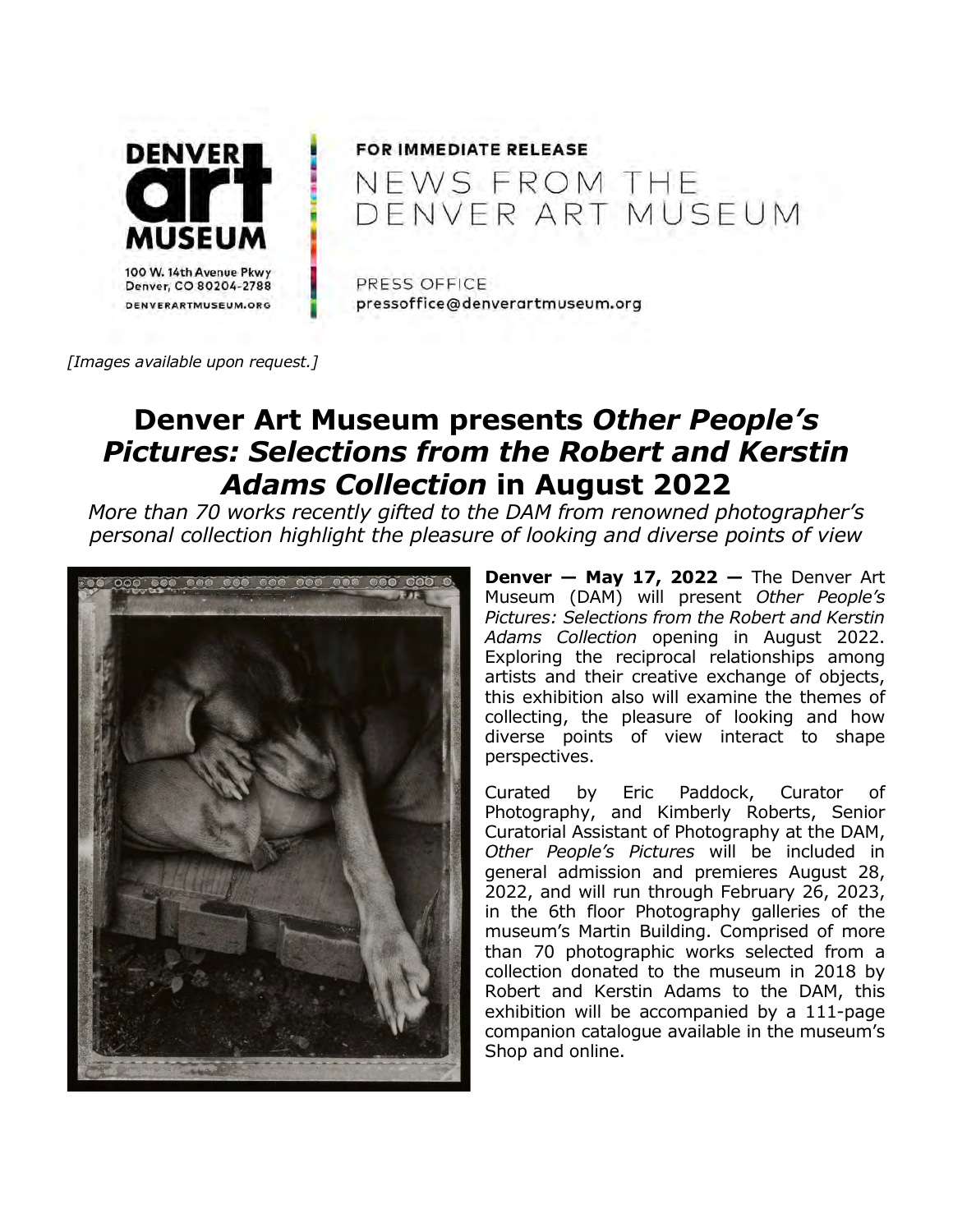FOR IMMEDIATE RELEASE

NEWS FROM THE DENVER ART MUSEUM

DENVER art MUSEUM
100 W. 14th Avenue Pkwy
Denver, CO 80204-2788
DENVERARTMUSEUM.ORG

PRESS OFFICE
pressoffice@denverartmuseum.org

*[Images available upon request.]*

# Denver Art Museum presents *Other People's Pictures: Selections from the Robert and Kerstin Adams Collection* in August 2022

*More than 70 works recently gifted to the DAM from renowned photographer's personal collection highlight the pleasure of looking and diverse points of view*

**Denver — May 17, 2022 —** The Denver Art Museum (DAM) will present *Other People's Pictures: Selections from the Robert and Kerstin Adams Collection* opening in August 2022. Exploring the reciprocal relationships among artists and their creative exchange of objects, this exhibition also will examine the themes of collecting, the pleasure of looking and how diverse points of view interact to shape perspectives.

Curated by Eric Paddock, Curator of Photography, and Kimberly Roberts, Senior Curatorial Assistant of Photography at the DAM, *Other People's Pictures* will be included in general admission and premieres August 28, 2022, and will run through February 26, 2023, in the 6th floor Photography galleries of the museum's Martin Building. Comprised of more than 70 photographic works selected from a collection donated to the museum in 2018 by Robert and Kerstin Adams to the DAM, this exhibition will be accompanied by a 111-page companion catalogue available in the museum's Shop and online.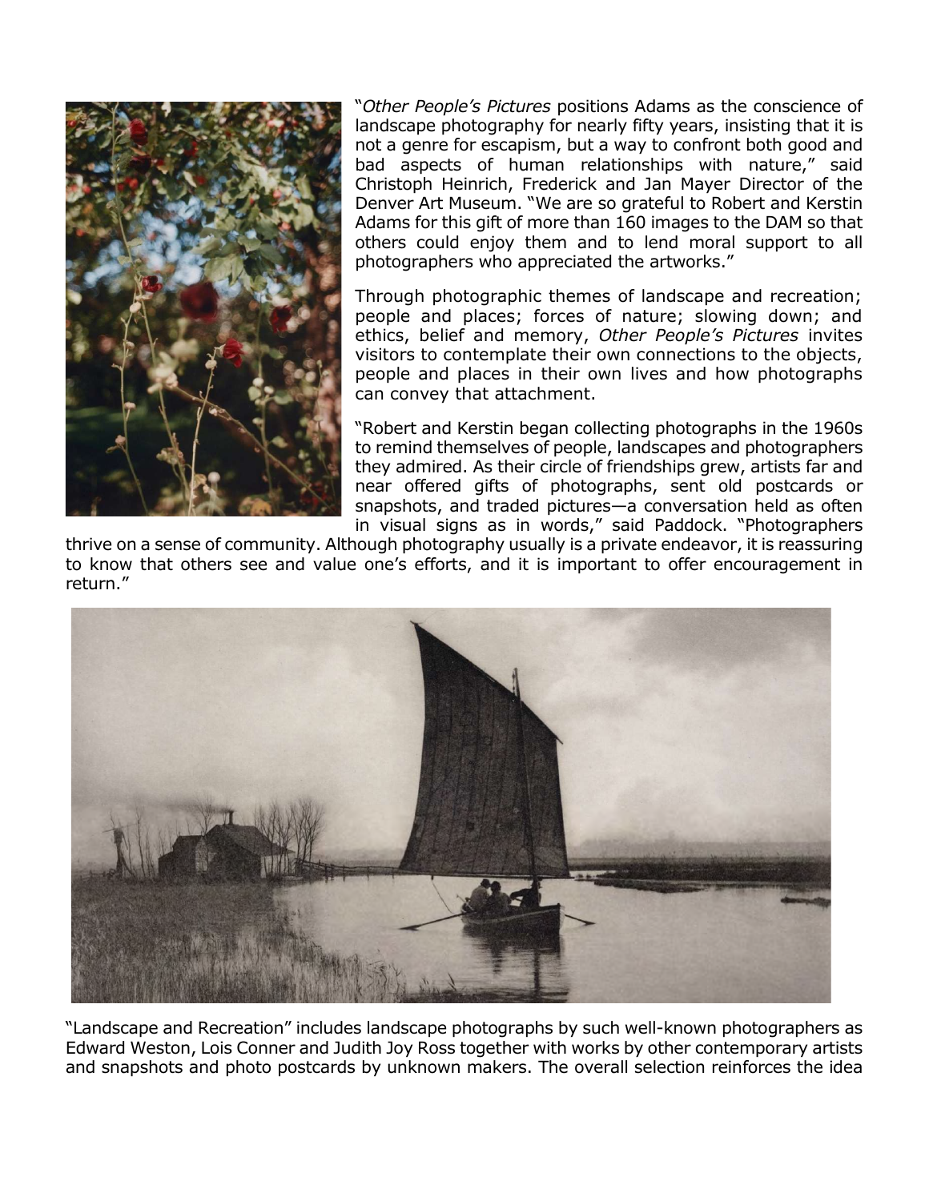"*Other People's Pictures* positions Adams as the conscience of landscape photography for nearly fifty years, insisting that it is not a genre for escapism, but a way to confront both good and bad aspects of human relationships with nature," said Christoph Heinrich, Frederick and Jan Mayer Director of the Denver Art Museum. "We are so grateful to Robert and Kerstin Adams for this gift of more than 160 images to the DAM so that others could enjoy them and to lend moral support to all photographers who appreciated the artworks."

Through photographic themes of landscape and recreation; people and places; forces of nature; slowing down; and ethics, belief and memory, *Other People's Pictures* invites visitors to contemplate their own connections to the objects, people and places in their own lives and how photographs can convey that attachment.

"Robert and Kerstin began collecting photographs in the 1960s to remind themselves of people, landscapes and photographers they admired. As their circle of friendships grew, artists far and near offered gifts of photographs, sent old postcards or snapshots, and traded pictures—a conversation held as often in visual signs as in words," said Paddock. "Photographers thrive on a sense of community. Although photography usually is a private endeavor, it is reassuring to know that others see and value one's efforts, and it is important to offer encouragement in return."

"Landscape and Recreation" includes landscape photographs by such well-known photographers as Edward Weston, Lois Conner and Judith Joy Ross together with works by other contemporary artists and snapshots and photo postcards by unknown makers. The overall selection reinforces the idea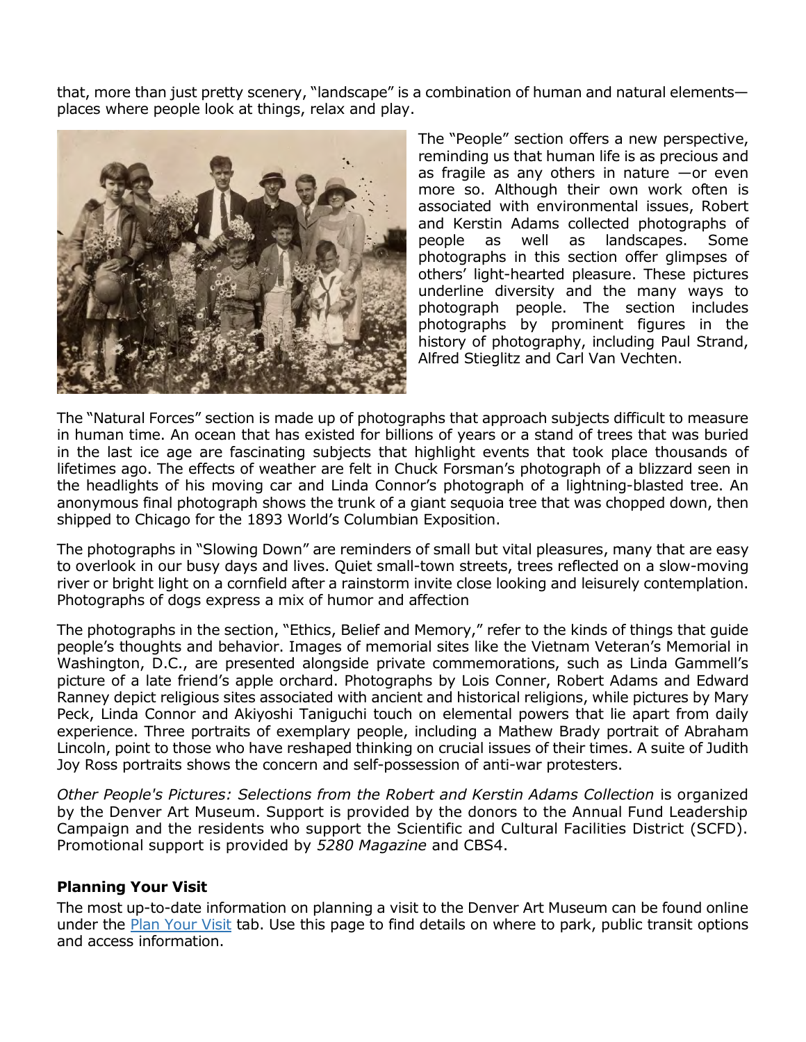that, more than just pretty scenery, "landscape" is a combination of human and natural elements—places where people look at things, relax and play.

The "People" section offers a new perspective, reminding us that human life is as precious and as fragile as any others in nature —or even more so. Although their own work often is associated with environmental issues, Robert and Kerstin Adams collected photographs of people as well as landscapes. Some photographs in this section offer glimpses of others' light-hearted pleasure. These pictures underline diversity and the many ways to photograph people. The section includes photographs by prominent figures in the history of photography, including Paul Strand, Alfred Stieglitz and Carl Van Vechten.

The "Natural Forces" section is made up of photographs that approach subjects difficult to measure in human time. An ocean that has existed for billions of years or a stand of trees that was buried in the last ice age are fascinating subjects that highlight events that took place thousands of lifetimes ago. The effects of weather are felt in Chuck Forsman's photograph of a blizzard seen in the headlights of his moving car and Linda Connor's photograph of a lightning-blasted tree. An anonymous final photograph shows the trunk of a giant sequoia tree that was chopped down, then shipped to Chicago for the 1893 World's Columbian Exposition.

The photographs in "Slowing Down" are reminders of small but vital pleasures, many that are easy to overlook in our busy days and lives. Quiet small-town streets, trees reflected on a slow-moving river or bright light on a cornfield after a rainstorm invite close looking and leisurely contemplation. Photographs of dogs express a mix of humor and affection

The photographs in the section, "Ethics, Belief and Memory," refer to the kinds of things that guide people's thoughts and behavior. Images of memorial sites like the Vietnam Veteran's Memorial in Washington, D.C., are presented alongside private commemorations, such as Linda Gammell's picture of a late friend's apple orchard. Photographs by Lois Conner, Robert Adams and Edward Ranney depict religious sites associated with ancient and historical religions, while pictures by Mary Peck, Linda Connor and Akiyoshi Taniguchi touch on elemental powers that lie apart from daily experience. Three portraits of exemplary people, including a Mathew Brady portrait of Abraham Lincoln, point to those who have reshaped thinking on crucial issues of their times. A suite of Judith Joy Ross portraits shows the concern and self-possession of anti-war protesters.

*Other People's Pictures: Selections from the Robert and Kerstin Adams Collection* is organized by the Denver Art Museum. Support is provided by the donors to the Annual Fund Leadership Campaign and the residents who support the Scientific and Cultural Facilities District (SCFD). Promotional support is provided by *5280 Magazine* and CBS4.

**Planning Your Visit**

The most up-to-date information on planning a visit to the Denver Art Museum can be found online under the Plan Your Visit tab. Use this page to find details on where to park, public transit options and access information.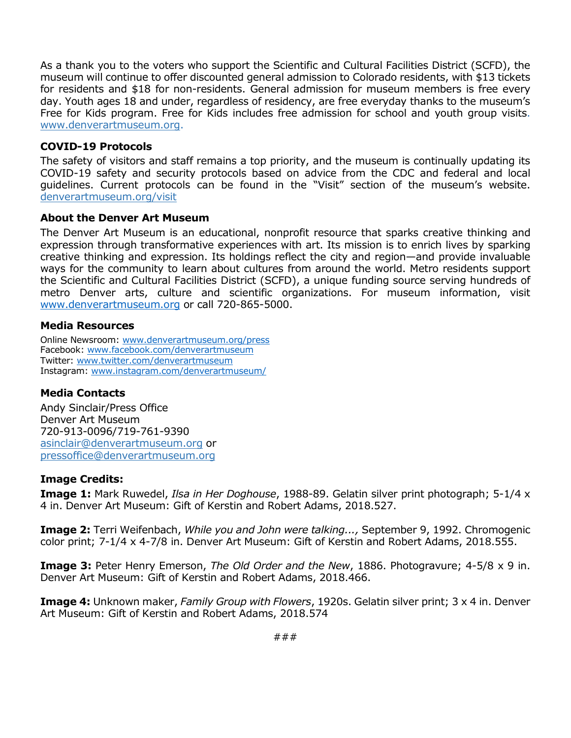As a thank you to the voters who support the Scientific and Cultural Facilities District (SCFD), the museum will continue to offer discounted general admission to Colorado residents, with $13 tickets for residents and $18 for non-residents. General admission for museum members is free every day. Youth ages 18 and under, regardless of residency, are free everyday thanks to the museum's Free for Kids program. Free for Kids includes free admission for school and youth group visits. www.denverartmuseum.org.

**COVID-19 Protocols**

The safety of visitors and staff remains a top priority, and the museum is continually updating its COVID-19 safety and security protocols based on advice from the CDC and federal and local guidelines. Current protocols can be found in the "Visit" section of the museum's website. denverartmuseum.org/visit

**About the Denver Art Museum**

The Denver Art Museum is an educational, nonprofit resource that sparks creative thinking and expression through transformative experiences with art. Its mission is to enrich lives by sparking creative thinking and expression. Its holdings reflect the city and region—and provide invaluable ways for the community to learn about cultures from around the world. Metro residents support the Scientific and Cultural Facilities District (SCFD), a unique funding source serving hundreds of metro Denver arts, culture and scientific organizations. For museum information, visit www.denverartmuseum.org or call 720-865-5000.

**Media Resources**

Online Newsroom: www.denverartmuseum.org/press
Facebook: www.facebook.com/denverartmuseum
Twitter: www.twitter.com/denverartmuseum
Instagram: www.instagram.com/denverartmuseum/

**Media Contacts**

Andy Sinclair/Press Office
Denver Art Museum
720-913-0096/719-761-9390
asinclair@denverartmuseum.org or
pressoffice@denverartmuseum.org

**Image Credits:**

**Image 1:** Mark Ruwedel, *Ilsa in Her Doghouse*, 1988-89. Gelatin silver print photograph; 5-1/4 x 4 in. Denver Art Museum: Gift of Kerstin and Robert Adams, 2018.527.

**Image 2:** Terri Weifenbach, *While you and John were talking...,* September 9, 1992. Chromogenic color print; 7-1/4 x 4-7/8 in. Denver Art Museum: Gift of Kerstin and Robert Adams, 2018.555.

**Image 3:** Peter Henry Emerson, *The Old Order and the New*, 1886. Photogravure; 4-5/8 x 9 in. Denver Art Museum: Gift of Kerstin and Robert Adams, 2018.466.

**Image 4:** Unknown maker, *Family Group with Flowers*, 1920s. Gelatin silver print; 3 x 4 in. Denver Art Museum: Gift of Kerstin and Robert Adams, 2018.574

###